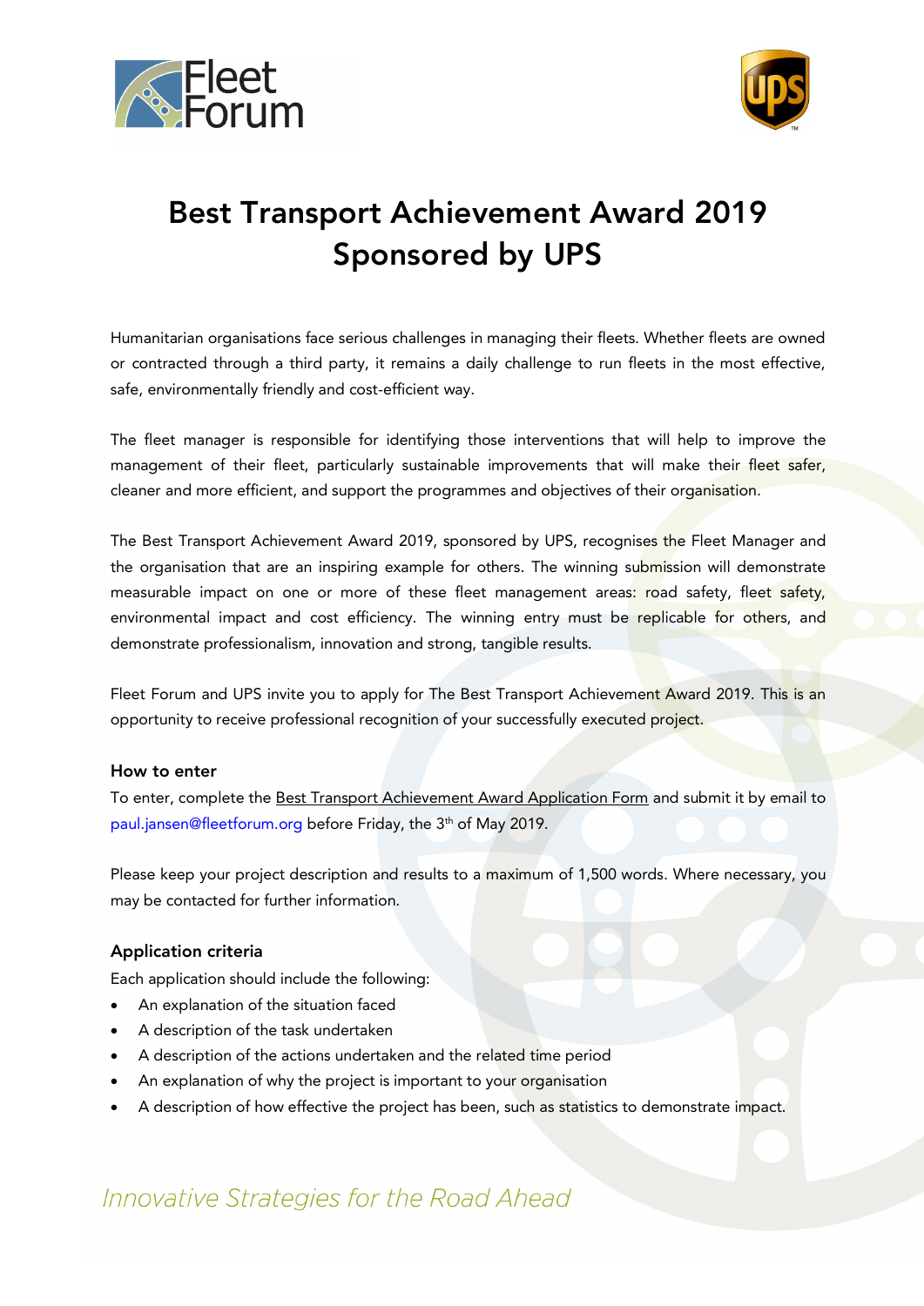# Best Transport Achievement Award 2019
# Sponsored by UPS

Humanitarian organisations face serious challenges in managing their fleets. Whether fleets are owned or contracted through a third party, it remains a daily challenge to run fleets in the most effective, safe, environmentally friendly and cost-efficient way.

The fleet manager is responsible for identifying those interventions that will help to improve the management of their fleet, particularly sustainable improvements that will make their fleet safer, cleaner and more efficient, and support the programmes and objectives of their organisation.

The Best Transport Achievement Award 2019, sponsored by UPS, recognises the Fleet Manager and the organisation that are an inspiring example for others. The winning submission will demonstrate measurable impact on one or more of these fleet management areas: road safety, fleet safety, environmental impact and cost efficiency. The winning entry must be replicable for others, and demonstrate professionalism, innovation and strong, tangible results.

Fleet Forum and UPS invite you to apply for The Best Transport Achievement Award 2019. This is an opportunity to receive professional recognition of your successfully executed project.

### How to enter

To enter, complete the Best Transport Achievement Award Application Form and submit it by email to paul.jansen@fleetforum.org before Friday, the 3rd of May 2019.

Please keep your project description and results to a maximum of 1,500 words. Where necessary, you may be contacted for further information.

### Application criteria

Each application should include the following:

- An explanation of the situation faced
- A description of the task undertaken
- A description of the actions undertaken and the related time period
- An explanation of why the project is important to your organisation
- A description of how effective the project has been, such as statistics to demonstrate impact.

*Innovative Strategies for the Road Ahead*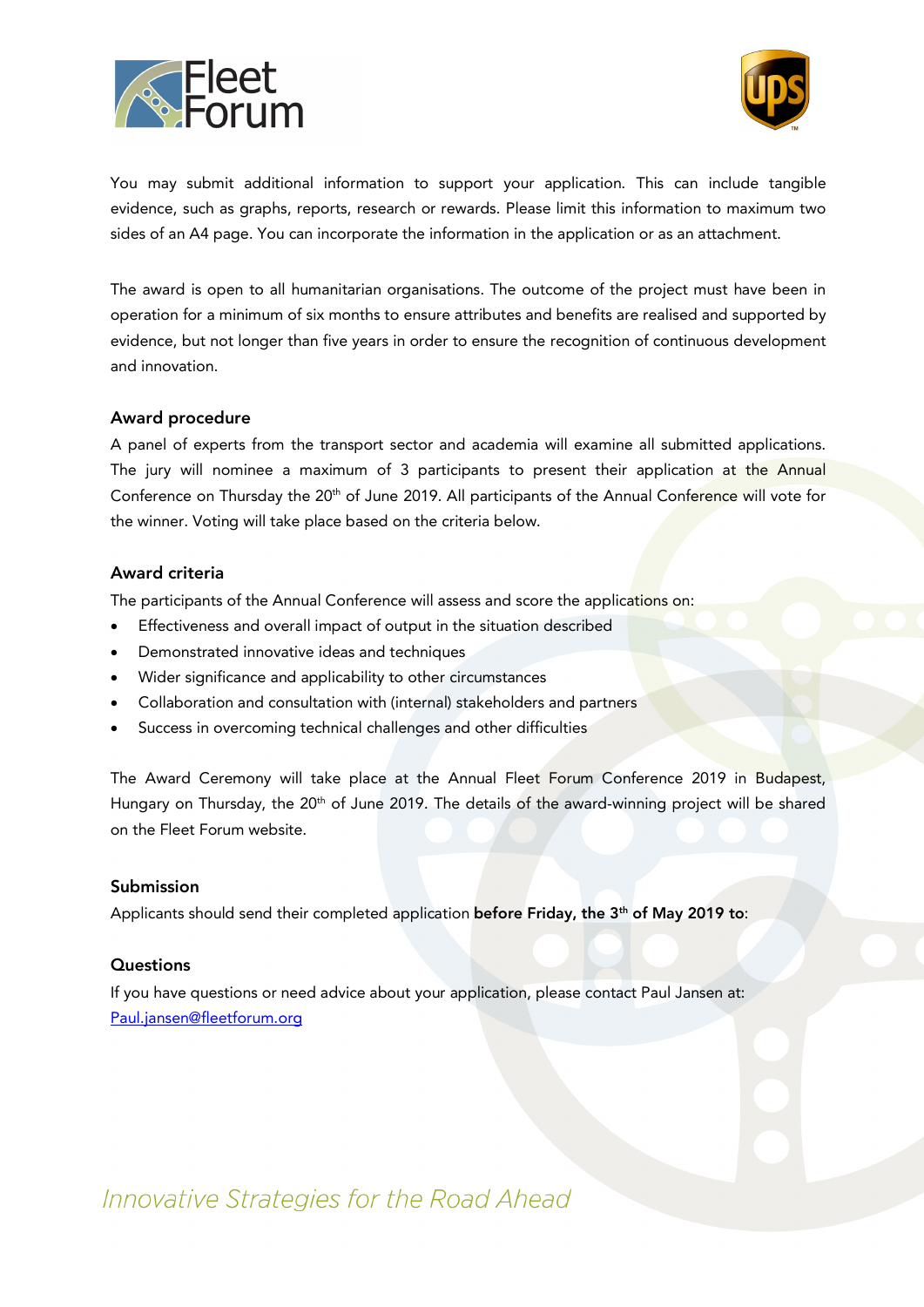You may submit additional information to support your application. This can include tangible evidence, such as graphs, reports, research or rewards. Please limit this information to maximum two sides of an A4 page. You can incorporate the information in the application or as an attachment.

The award is open to all humanitarian organisations. The outcome of the project must have been in operation for a minimum of six months to ensure attributes and benefits are realised and supported by evidence, but not longer than five years in order to ensure the recognition of continuous development and innovation.

### Award procedure

A panel of experts from the transport sector and academia will examine all submitted applications. The jury will nominee a maximum of 3 participants to present their application at the Annual Conference on Thursday the 20th of June 2019. All participants of the Annual Conference will vote for the winner. Voting will take place based on the criteria below.

### Award criteria

The participants of the Annual Conference will assess and score the applications on:

- Effectiveness and overall impact of output in the situation described
- Demonstrated innovative ideas and techniques
- Wider significance and applicability to other circumstances
- Collaboration and consultation with (internal) stakeholders and partners
- Success in overcoming technical challenges and other difficulties

The Award Ceremony will take place at the Annual Fleet Forum Conference 2019 in Budapest, Hungary on Thursday, the 20th of June 2019. The details of the award-winning project will be shared on the Fleet Forum website.

### Submission

Applicants should send their completed application **before Friday, the 3th of May 2019 to**:

### Questions

If you have questions or need advice about your application, please contact Paul Jansen at:
[Paul.jansen@fleetforum.org](mailto:Paul.jansen@fleetforum.org)

*Innovative Strategies for the Road Ahead*